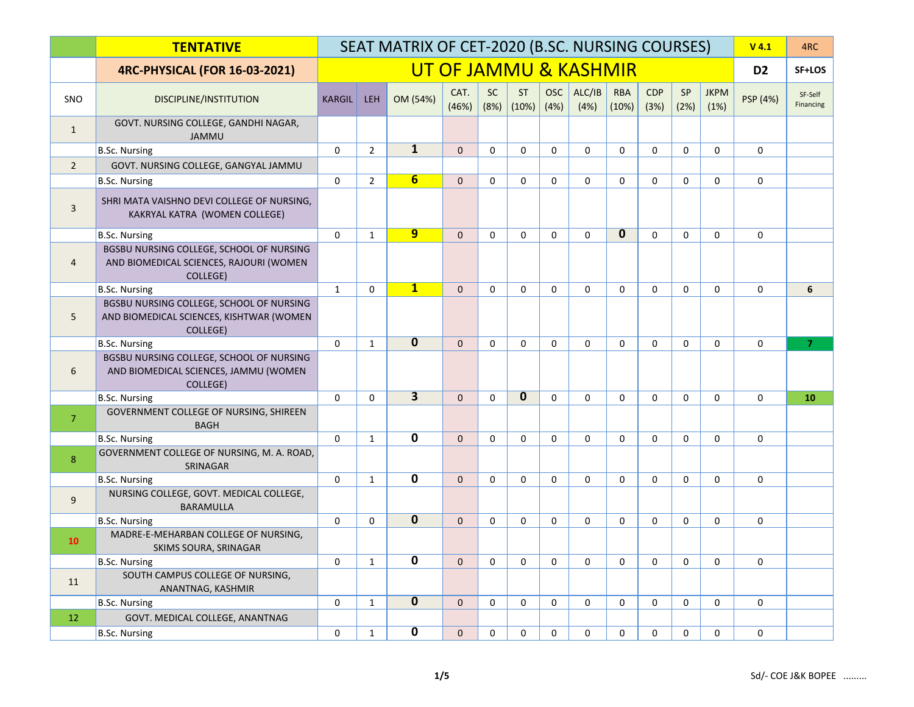| | TENTATIVE | SEAT MATRIX OF CET-2020 (B.SC. NURSING COURSES) | | | | | | | | | | | | V 4.1 | 4RC |
|---|---|---|---|---|---|---|---|---|---|---|---|---|---|---|---|
| | 4RC-PHYSICAL (FOR 16-03-2021) | UT OF JAMMU & KASHMIR | | | | | | | | | | | | D2 | SF+LOS |
| SNO | DISCIPLINE/INSTITUTION | KARGIL | LEH | OM (54%) | CAT. (46%) | SC (8%) | ST (10%) | OSC (4%) | ALC/IB (4%) | RBA (10%) | CDP (3%) | SP (2%) | JKPM (1%) | PSP (4%) | SF-Self Financing |
| 1 | GOVT. NURSING COLLEGE, GANDHI NAGAR, JAMMU | | | | | | | | | | | | | | |
| | B.Sc. Nursing | 0 | 2 | **1** | 0 | 0 | 0 | 0 | 0 | 0 | 0 | 0 | 0 | 0 | |
| 2 | GOVT. NURSING COLLEGE, GANGYAL JAMMU | | | | | | | | | | | | | | |
| | B.Sc. Nursing | 0 | 2 | **6** | 0 | 0 | 0 | 0 | 0 | 0 | 0 | 0 | 0 | 0 | |
| 3 | SHRI MATA VAISHNO DEVI COLLEGE OF NURSING, KAKRYAL KATRA (WOMEN COLLEGE) | | | | | | | | | | | | | | |
| | B.Sc. Nursing | 0 | 1 | **9** | 0 | 0 | 0 | 0 | 0 | **0** | 0 | 0 | 0 | 0 | |
| 4 | BGSBU NURSING COLLEGE, SCHOOL OF NURSING AND BIOMEDICAL SCIENCES, RAJOURI (WOMEN COLLEGE) | | | | | | | | | | | | | | |
| | B.Sc. Nursing | 1 | 0 | **1** | 0 | 0 | 0 | 0 | 0 | 0 | 0 | 0 | 0 | 0 | **6** |
| 5 | BGSBU NURSING COLLEGE, SCHOOL OF NURSING AND BIOMEDICAL SCIENCES, KISHTWAR (WOMEN COLLEGE) | | | | | | | | | | | | | | |
| | B.Sc. Nursing | 0 | 1 | **0** | 0 | 0 | 0 | 0 | 0 | 0 | 0 | 0 | 0 | 0 | **7** |
| 6 | BGSBU NURSING COLLEGE, SCHOOL OF NURSING AND BIOMEDICAL SCIENCES, JAMMU (WOMEN COLLEGE) | | | | | | | | | | | | | | |
| | B.Sc. Nursing | 0 | 0 | **3** | 0 | 0 | **0** | 0 | 0 | 0 | 0 | 0 | 0 | 0 | **10** |
| 7 | GOVERNMENT COLLEGE OF NURSING, SHIREEN BAGH | | | | | | | | | | | | | | |
| | B.Sc. Nursing | 0 | 1 | **0** | 0 | 0 | 0 | 0 | 0 | 0 | 0 | 0 | 0 | 0 | |
| 8 | GOVERNMENT COLLEGE OF NURSING, M. A. ROAD, SRINAGAR | | | | | | | | | | | | | | |
| | B.Sc. Nursing | 0 | 1 | **0** | 0 | 0 | 0 | 0 | 0 | 0 | 0 | 0 | 0 | 0 | |
| 9 | NURSING COLLEGE, GOVT. MEDICAL COLLEGE, BARAMULLA | | | | | | | | | | | | | | |
| | B.Sc. Nursing | 0 | 0 | **0** | 0 | 0 | 0 | 0 | 0 | 0 | 0 | 0 | 0 | 0 | |
| 10 | MADRE-E-MEHARBAN COLLEGE OF NURSING, SKIMS SOURA, SRINAGAR | | | | | | | | | | | | | | |
| | B.Sc. Nursing | 0 | 1 | **0** | 0 | 0 | 0 | 0 | 0 | 0 | 0 | 0 | 0 | 0 | |
| 11 | SOUTH CAMPUS COLLEGE OF NURSING, ANANTNAG, KASHMIR | | | | | | | | | | | | | | |
| | B.Sc. Nursing | 0 | 1 | **0** | 0 | 0 | 0 | 0 | 0 | 0 | 0 | 0 | 0 | 0 | |
| 12 | GOVT. MEDICAL COLLEGE, ANANTNAG | | | | | | | | | | | | | | |
| | B.Sc. Nursing | 0 | 1 | **0** | 0 | 0 | 0 | 0 | 0 | 0 | 0 | 0 | 0 | 0 | |

Sd/- COE J&K BOPEE .........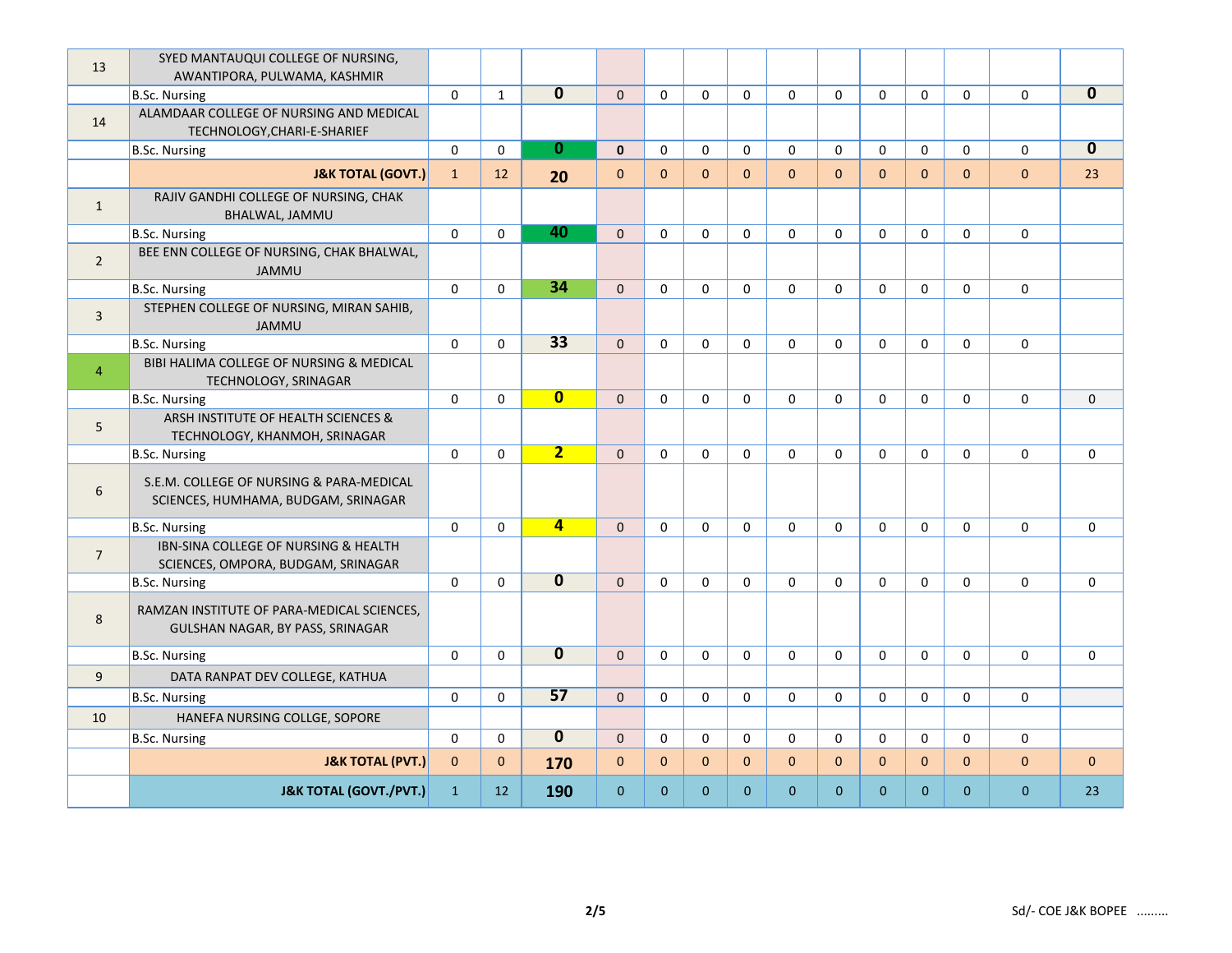| | | | | | | | | | | | | | | | |
|---|---|---|---|---|---|---|---|---|---|---|---|---|---|---|---|
| 13 | SYED MANTAUQUI COLLEGE OF NURSING, AWANTIPORA, PULWAMA, KASHMIR | | | | | | | | | | | | | | |
| | B.Sc. Nursing | 0 | 1 | **0** | 0 | 0 | 0 | 0 | 0 | 0 | 0 | 0 | 0 | 0 | **0** |
| 14 | ALAMDAAR COLLEGE OF NURSING AND MEDICAL TECHNOLOGY,CHARI-E-SHARIEF | | | | | | | | | | | | | | |
| | B.Sc. Nursing | 0 | 0 | **0** | **0** | 0 | 0 | 0 | 0 | 0 | 0 | 0 | 0 | 0 | **0** |
| | **J&K TOTAL (GOVT.)** | 1 | 12 | **20** | 0 | 0 | 0 | 0 | 0 | 0 | 0 | 0 | 0 | 0 | 23 |
| 1 | RAJIV GANDHI COLLEGE OF NURSING, CHAK BHALWAL, JAMMU | | | | | | | | | | | | | | |
| | B.Sc. Nursing | 0 | 0 | **40** | 0 | 0 | 0 | 0 | 0 | 0 | 0 | 0 | 0 | 0 | |
| 2 | BEE ENN COLLEGE OF NURSING, CHAK BHALWAL, JAMMU | | | | | | | | | | | | | | |
| | B.Sc. Nursing | 0 | 0 | **34** | 0 | 0 | 0 | 0 | 0 | 0 | 0 | 0 | 0 | 0 | |
| 3 | STEPHEN COLLEGE OF NURSING, MIRAN SAHIB, JAMMU | | | | | | | | | | | | | | |
| | B.Sc. Nursing | 0 | 0 | **33** | 0 | 0 | 0 | 0 | 0 | 0 | 0 | 0 | 0 | 0 | |
| 4 | BIBI HALIMA COLLEGE OF NURSING & MEDICAL TECHNOLOGY, SRINAGAR | | | | | | | | | | | | | | |
| | B.Sc. Nursing | 0 | 0 | **0** | 0 | 0 | 0 | 0 | 0 | 0 | 0 | 0 | 0 | 0 | 0 |
| 5 | ARSH INSTITUTE OF HEALTH SCIENCES & TECHNOLOGY, KHANMOH, SRINAGAR | | | | | | | | | | | | | | |
| | B.Sc. Nursing | 0 | 0 | **2** | 0 | 0 | 0 | 0 | 0 | 0 | 0 | 0 | 0 | 0 | 0 |
| 6 | S.E.M. COLLEGE OF NURSING & PARA-MEDICAL SCIENCES, HUMHAMA, BUDGAM, SRINAGAR | | | | | | | | | | | | | | |
| | B.Sc. Nursing | 0 | 0 | **4** | 0 | 0 | 0 | 0 | 0 | 0 | 0 | 0 | 0 | 0 | 0 |
| 7 | IBN-SINA COLLEGE OF NURSING & HEALTH SCIENCES, OMPORA, BUDGAM, SRINAGAR | | | | | | | | | | | | | | |
| | B.Sc. Nursing | 0 | 0 | **0** | 0 | 0 | 0 | 0 | 0 | 0 | 0 | 0 | 0 | 0 | 0 |
| 8 | RAMZAN INSTITUTE OF PARA-MEDICAL SCIENCES, GULSHAN NAGAR, BY PASS, SRINAGAR | | | | | | | | | | | | | | |
| | B.Sc. Nursing | 0 | 0 | **0** | 0 | 0 | 0 | 0 | 0 | 0 | 0 | 0 | 0 | 0 | 0 |
| 9 | DATA RANPAT DEV COLLEGE, KATHUA | | | | | | | | | | | | | | |
| | B.Sc. Nursing | 0 | 0 | **57** | 0 | 0 | 0 | 0 | 0 | 0 | 0 | 0 | 0 | 0 | |
| 10 | HANEFA NURSING COLLGE, SOPORE | | | | | | | | | | | | | | |
| | B.Sc. Nursing | 0 | 0 | **0** | 0 | 0 | 0 | 0 | 0 | 0 | 0 | 0 | 0 | 0 | |
| | **J&K TOTAL (PVT.)** | 0 | 0 | **170** | 0 | 0 | 0 | 0 | 0 | 0 | 0 | 0 | 0 | 0 | 0 |
| | **J&K TOTAL (GOVT./PVT.)** | 1 | 12 | **190** | 0 | 0 | 0 | 0 | 0 | 0 | 0 | 0 | 0 | 0 | 23 |

Sd/- COE J&K BOPEE .........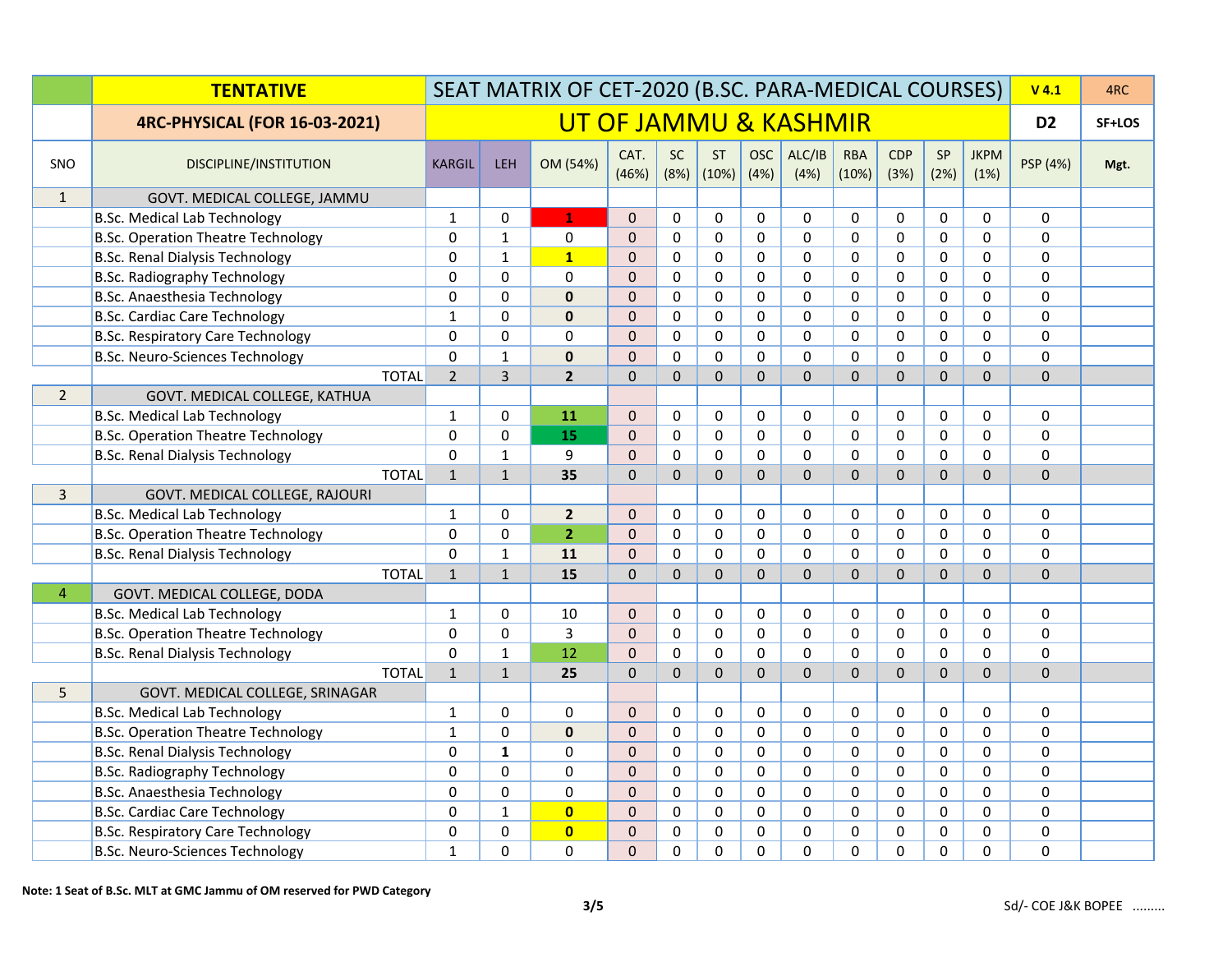| | TENTATIVE | SEAT MATRIX OF CET-2020 (B.SC. PARA-MEDICAL COURSES) | | | | | | | | | | | | | V 4.1 | 4RC |
|---|---|---|---|---|---|---|---|---|---|---|---|---|---|---|---|---|
| | 4RC-PHYSICAL (FOR 16-03-2021) | UT OF JAMMU & KASHMIR | | | | | | | | | | | | | D2 | SF+LOS |
| SNO | DISCIPLINE/INSTITUTION | KARGIL | LEH | OM (54%) | CAT. (46%) | SC (8%) | ST (10%) | OSC (4%) | ALC/IB (4%) | RBA (10%) | CDP (3%) | SP (2%) | JKPM (1%) | PSP (4%) | Mgt. |
| 1 | GOVT. MEDICAL COLLEGE, JAMMU | | | | | | | | | | | | | | |
| | B.Sc. Medical Lab Technology | 1 | 0 | **1** | 0 | 0 | 0 | 0 | 0 | 0 | 0 | 0 | 0 | 0 | |
| | B.Sc. Operation Theatre Technology | 0 | 1 | 0 | 0 | 0 | 0 | 0 | 0 | 0 | 0 | 0 | 0 | 0 | |
| | B.Sc. Renal Dialysis Technology | 0 | 1 | **1** | 0 | 0 | 0 | 0 | 0 | 0 | 0 | 0 | 0 | 0 | |
| | B.Sc. Radiography Technology | 0 | 0 | 0 | 0 | 0 | 0 | 0 | 0 | 0 | 0 | 0 | 0 | 0 | |
| | B.Sc. Anaesthesia Technology | 0 | 0 | **0** | 0 | 0 | 0 | 0 | 0 | 0 | 0 | 0 | 0 | 0 | |
| | B.Sc. Cardiac Care Technology | 1 | 0 | **0** | 0 | 0 | 0 | 0 | 0 | 0 | 0 | 0 | 0 | 0 | |
| | B.Sc. Respiratory Care Technology | 0 | 0 | 0 | 0 | 0 | 0 | 0 | 0 | 0 | 0 | 0 | 0 | 0 | |
| | B.Sc. Neuro-Sciences Technology | 0 | 1 | **0** | 0 | 0 | 0 | 0 | 0 | 0 | 0 | 0 | 0 | 0 | |
| | TOTAL | 2 | 3 | **2** | 0 | 0 | 0 | 0 | 0 | 0 | 0 | 0 | 0 | 0 | |
| 2 | GOVT. MEDICAL COLLEGE, KATHUA | | | | | | | | | | | | | | |
| | B.Sc. Medical Lab Technology | 1 | 0 | **11** | 0 | 0 | 0 | 0 | 0 | 0 | 0 | 0 | 0 | 0 | |
| | B.Sc. Operation Theatre Technology | 0 | 0 | **15** | 0 | 0 | 0 | 0 | 0 | 0 | 0 | 0 | 0 | 0 | |
| | B.Sc. Renal Dialysis Technology | 0 | 1 | 9 | 0 | 0 | 0 | 0 | 0 | 0 | 0 | 0 | 0 | 0 | |
| | TOTAL | 1 | 1 | **35** | 0 | 0 | 0 | 0 | 0 | 0 | 0 | 0 | 0 | 0 | |
| 3 | GOVT. MEDICAL COLLEGE, RAJOURI | | | | | | | | | | | | | | |
| | B.Sc. Medical Lab Technology | 1 | 0 | **2** | 0 | 0 | 0 | 0 | 0 | 0 | 0 | 0 | 0 | 0 | |
| | B.Sc. Operation Theatre Technology | 0 | 0 | **2** | 0 | 0 | 0 | 0 | 0 | 0 | 0 | 0 | 0 | 0 | |
| | B.Sc. Renal Dialysis Technology | 0 | 1 | **11** | 0 | 0 | 0 | 0 | 0 | 0 | 0 | 0 | 0 | 0 | |
| | TOTAL | 1 | 1 | **15** | 0 | 0 | 0 | 0 | 0 | 0 | 0 | 0 | 0 | 0 | |
| 4 | GOVT. MEDICAL COLLEGE, DODA | | | | | | | | | | | | | | |
| | B.Sc. Medical Lab Technology | 1 | 0 | 10 | 0 | 0 | 0 | 0 | 0 | 0 | 0 | 0 | 0 | 0 | |
| | B.Sc. Operation Theatre Technology | 0 | 0 | 3 | 0 | 0 | 0 | 0 | 0 | 0 | 0 | 0 | 0 | 0 | |
| | B.Sc. Renal Dialysis Technology | 0 | 1 | 12 | 0 | 0 | 0 | 0 | 0 | 0 | 0 | 0 | 0 | 0 | |
| | TOTAL | 1 | 1 | **25** | 0 | 0 | 0 | 0 | 0 | 0 | 0 | 0 | 0 | 0 | |
| 5 | GOVT. MEDICAL COLLEGE, SRINAGAR | | | | | | | | | | | | | | |
| | B.Sc. Medical Lab Technology | 1 | 0 | 0 | 0 | 0 | 0 | 0 | 0 | 0 | 0 | 0 | 0 | 0 | |
| | B.Sc. Operation Theatre Technology | 1 | 0 | **0** | 0 | 0 | 0 | 0 | 0 | 0 | 0 | 0 | 0 | 0 | |
| | B.Sc. Renal Dialysis Technology | 0 | **1** | 0 | 0 | 0 | 0 | 0 | 0 | 0 | 0 | 0 | 0 | 0 | |
| | B.Sc. Radiography Technology | 0 | 0 | 0 | 0 | 0 | 0 | 0 | 0 | 0 | 0 | 0 | 0 | 0 | |
| | B.Sc. Anaesthesia Technology | 0 | 0 | 0 | 0 | 0 | 0 | 0 | 0 | 0 | 0 | 0 | 0 | 0 | |
| | B.Sc. Cardiac Care Technology | 0 | 1 | **0** | 0 | 0 | 0 | 0 | 0 | 0 | 0 | 0 | 0 | 0 | |
| | B.Sc. Respiratory Care Technology | 0 | 0 | **0** | 0 | 0 | 0 | 0 | 0 | 0 | 0 | 0 | 0 | 0 | |
| | B.Sc. Neuro-Sciences Technology | 1 | 0 | 0 | 0 | 0 | 0 | 0 | 0 | 0 | 0 | 0 | 0 | 0 | |

**Note: 1 Seat of B.Sc. MLT at GMC Jammu of OM reserved for PWD Category**

Sd/- COE J&K BOPEE .........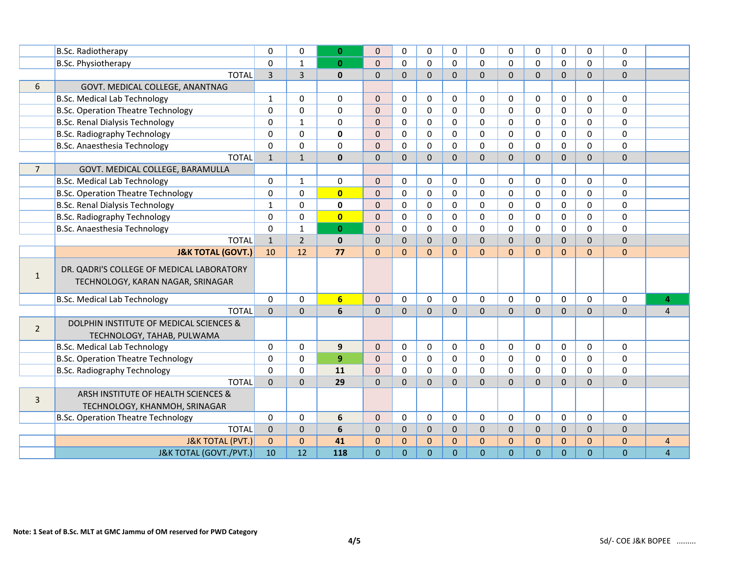| | | | | | | | | | | | | | | | |
|---|---|---|---|---|---|---|---|---|---|---|---|---|---|---|---|
| | B.Sc. Radiotherapy | 0 | 0 | **0** | 0 | 0 | 0 | 0 | 0 | 0 | 0 | 0 | 0 | 0 | |
| | B.Sc. Physiotherapy | 0 | 1 | **0** | 0 | 0 | 0 | 0 | 0 | 0 | 0 | 0 | 0 | 0 | |
| | TOTAL | 3 | 3 | **0** | 0 | 0 | 0 | 0 | 0 | 0 | 0 | 0 | 0 | 0 | |
| 6 | GOVT. MEDICAL COLLEGE, ANANTNAG | | | | | | | | | | | | | | |
| | B.Sc. Medical Lab Technology | 1 | 0 | 0 | 0 | 0 | 0 | 0 | 0 | 0 | 0 | 0 | 0 | 0 | |
| | B.Sc. Operation Theatre Technology | 0 | 0 | 0 | 0 | 0 | 0 | 0 | 0 | 0 | 0 | 0 | 0 | 0 | |
| | B.Sc. Renal Dialysis Technology | 0 | 1 | 0 | 0 | 0 | 0 | 0 | 0 | 0 | 0 | 0 | 0 | 0 | |
| | B.Sc. Radiography Technology | 0 | 0 | **0** | 0 | 0 | 0 | 0 | 0 | 0 | 0 | 0 | 0 | 0 | |
| | B.Sc. Anaesthesia Technology | 0 | 0 | 0 | 0 | 0 | 0 | 0 | 0 | 0 | 0 | 0 | 0 | 0 | |
| | TOTAL | 1 | 1 | **0** | 0 | 0 | 0 | 0 | 0 | 0 | 0 | 0 | 0 | 0 | |
| 7 | GOVT. MEDICAL COLLEGE, BARAMULLA | | | | | | | | | | | | | | |
| | B.Sc. Medical Lab Technology | 0 | 1 | 0 | 0 | 0 | 0 | 0 | 0 | 0 | 0 | 0 | 0 | 0 | |
| | B.Sc. Operation Theatre Technology | 0 | 0 | **0** | 0 | 0 | 0 | 0 | 0 | 0 | 0 | 0 | 0 | 0 | |
| | B.Sc. Renal Dialysis Technology | 1 | 0 | **0** | 0 | 0 | 0 | 0 | 0 | 0 | 0 | 0 | 0 | 0 | |
| | B.Sc. Radiography Technology | 0 | 0 | **0** | 0 | 0 | 0 | 0 | 0 | 0 | 0 | 0 | 0 | 0 | |
| | B.Sc. Anaesthesia Technology | 0 | 1 | **0** | 0 | 0 | 0 | 0 | 0 | 0 | 0 | 0 | 0 | 0 | |
| | TOTAL | 1 | 2 | **0** | 0 | 0 | 0 | 0 | 0 | 0 | 0 | 0 | 0 | 0 | |
| | **J&K TOTAL (GOVT.)** | 10 | 12 | **77** | 0 | 0 | 0 | 0 | 0 | 0 | 0 | 0 | 0 | 0 | |
| 1 | DR. QADRI'S COLLEGE OF MEDICAL LABORATORY TECHNOLOGY, KARAN NAGAR, SRINAGAR | | | | | | | | | | | | | | |
| | B.Sc. Medical Lab Technology | 0 | 0 | **6** | 0 | 0 | 0 | 0 | 0 | 0 | 0 | 0 | 0 | 0 | **4** |
| | TOTAL | 0 | 0 | **6** | 0 | 0 | 0 | 0 | 0 | 0 | 0 | 0 | 0 | 0 | 4 |
| 2 | DOLPHIN INSTITUTE OF MEDICAL SCIENCES & TECHNOLOGY, TAHAB, PULWAMA | | | | | | | | | | | | | | |
| | B.Sc. Medical Lab Technology | 0 | 0 | **9** | 0 | 0 | 0 | 0 | 0 | 0 | 0 | 0 | 0 | 0 | |
| | B.Sc. Operation Theatre Technology | 0 | 0 | **9** | 0 | 0 | 0 | 0 | 0 | 0 | 0 | 0 | 0 | 0 | |
| | B.Sc. Radiography Technology | 0 | 0 | **11** | 0 | 0 | 0 | 0 | 0 | 0 | 0 | 0 | 0 | 0 | |
| | TOTAL | 0 | 0 | **29** | 0 | 0 | 0 | 0 | 0 | 0 | 0 | 0 | 0 | 0 | |
| 3 | ARSH INSTITUTE OF HEALTH SCIENCES & TECHNOLOGY, KHANMOH, SRINAGAR | | | | | | | | | | | | | | |
| | B.Sc. Operation Theatre Technology | 0 | 0 | **6** | 0 | 0 | 0 | 0 | 0 | 0 | 0 | 0 | 0 | 0 | |
| | TOTAL | 0 | 0 | **6** | 0 | 0 | 0 | 0 | 0 | 0 | 0 | 0 | 0 | 0 | |
| | J&K TOTAL (PVT.) | 0 | 0 | **41** | 0 | 0 | 0 | 0 | 0 | 0 | 0 | 0 | 0 | 0 | 4 |
| | J&K TOTAL (GOVT./PVT.) | 10 | 12 | **118** | 0 | 0 | 0 | 0 | 0 | 0 | 0 | 0 | 0 | 0 | 4 |

**Note: 1 Seat of B.Sc. MLT at GMC Jammu of OM reserved for PWD Category**

Sd/- COE J&K BOPEE .........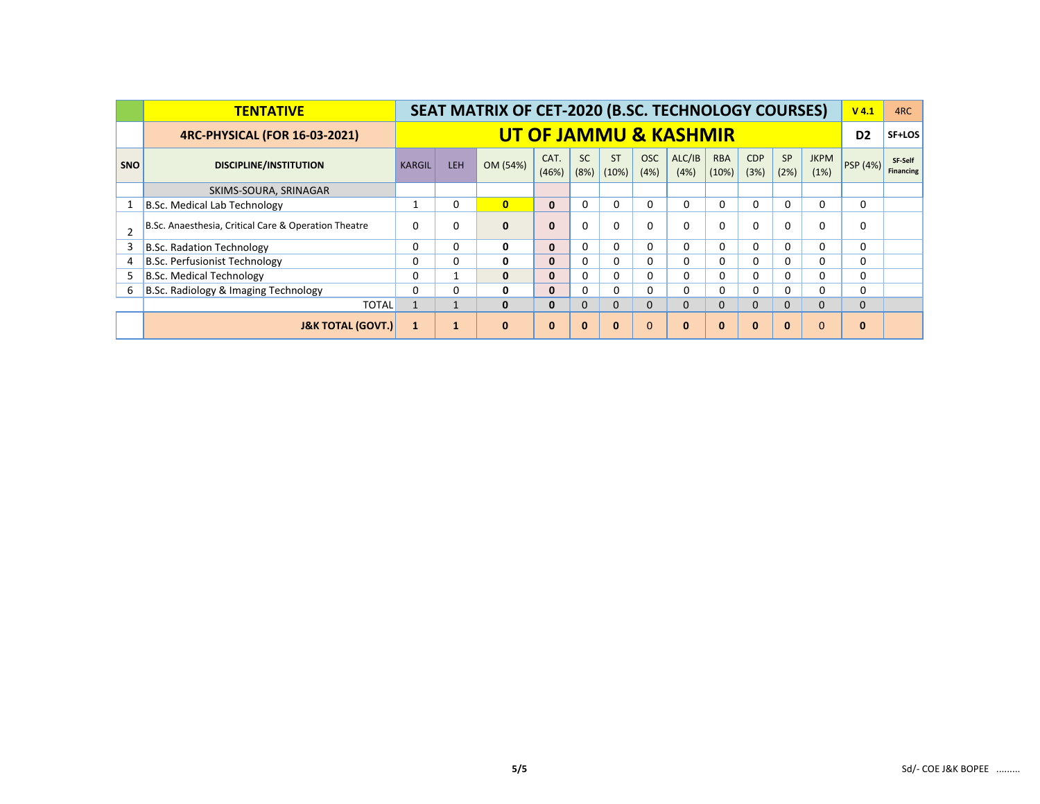| | TENTATIVE | SEAT MATRIX OF CET-2020 (B.SC. TECHNOLOGY COURSES) | | | | | | | | | | | | V 4.1 | 4RC |
|---|---|---|---|---|---|---|---|---|---|---|---|---|---|---|---|
| | 4RC-PHYSICAL (FOR 16-03-2021) | UT OF JAMMU & KASHMIR | | | | | | | | | | | | D2 | SF+LOS |
| SNO | DISCIPLINE/INSTITUTION | KARGIL | LEH | OM (54%) | CAT. (46%) | SC (8%) | ST (10%) | OSC (4%) | ALC/IB (4%) | RBA (10%) | CDP (3%) | SP (2%) | JKPM (1%) | PSP (4%) | SF-Self Financing |
| | SKIMS-SOURA, SRINAGAR | | | | | | | | | | | | | | |
| 1 | B.Sc. Medical Lab Technology | 1 | 0 | **0** | **0** | 0 | 0 | 0 | 0 | 0 | 0 | 0 | 0 | 0 | |
| 2 | B.Sc. Anaesthesia, Critical Care & Operation Theatre | 0 | 0 | **0** | **0** | 0 | 0 | 0 | 0 | 0 | 0 | 0 | 0 | 0 | |
| 3 | B.Sc. Radiation Technology | 0 | 0 | **0** | **0** | 0 | 0 | 0 | 0 | 0 | 0 | 0 | 0 | 0 | |
| 4 | B.Sc. Perfusionist Technology | 0 | 0 | **0** | **0** | 0 | 0 | 0 | 0 | 0 | 0 | 0 | 0 | 0 | |
| 5 | B.Sc. Medical Technology | 0 | 1 | **0** | **0** | 0 | 0 | 0 | 0 | 0 | 0 | 0 | 0 | 0 | |
| 6 | B.Sc. Radiology & Imaging Technology | 0 | 0 | **0** | **0** | 0 | 0 | 0 | 0 | 0 | 0 | 0 | 0 | 0 | |
| | TOTAL | 1 | 1 | **0** | **0** | 0 | 0 | 0 | 0 | 0 | 0 | 0 | 0 | 0 | |
| | **J&K TOTAL (GOVT.)** | **1** | **1** | **0** | **0** | **0** | **0** | 0 | **0** | **0** | **0** | **0** | 0 | **0** | |

Sd/- COE J&K BOPEE .........